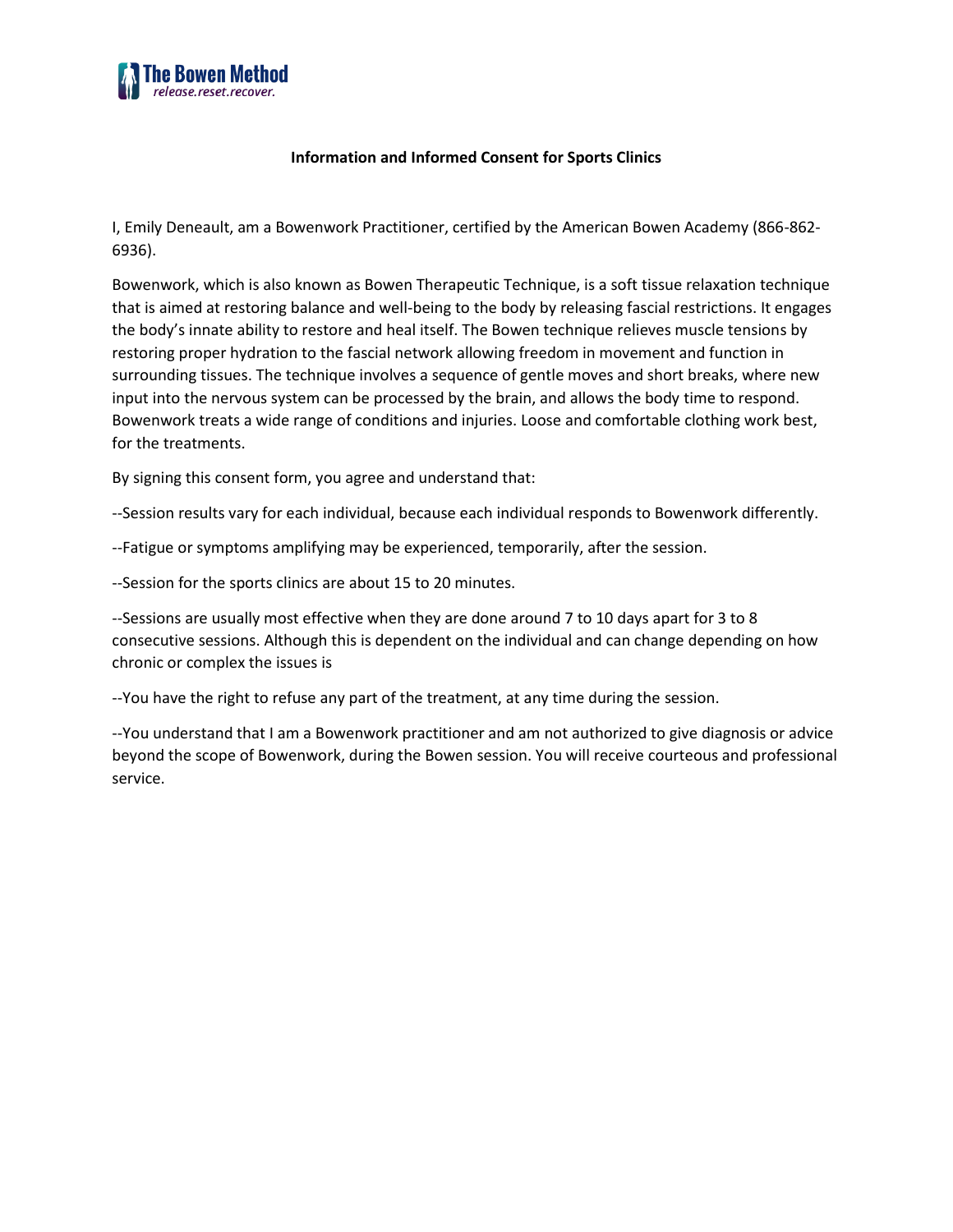The Bowen Method
*release.reset.recover.*

**Information and Informed Consent for Sports Clinics**

I, Emily Deneault, am a Bowenwork Practitioner, certified by the American Bowen Academy (866-862-6936).

Bowenwork, which is also known as Bowen Therapeutic Technique, is a soft tissue relaxation technique that is aimed at restoring balance and well-being to the body by releasing fascial restrictions. It engages the body's innate ability to restore and heal itself. The Bowen technique relieves muscle tensions by restoring proper hydration to the fascial network allowing freedom in movement and function in surrounding tissues. The technique involves a sequence of gentle moves and short breaks, where new input into the nervous system can be processed by the brain, and allows the body time to respond. Bowenwork treats a wide range of conditions and injuries. Loose and comfortable clothing work best, for the treatments.

By signing this consent form, you agree and understand that:

--Session results vary for each individual, because each individual responds to Bowenwork differently.

--Fatigue or symptoms amplifying may be experienced, temporarily, after the session.

--Session for the sports clinics are about 15 to 20 minutes.

--Sessions are usually most effective when they are done around 7 to 10 days apart for 3 to 8 consecutive sessions. Although this is dependent on the individual and can change depending on how chronic or complex the issues is

--You have the right to refuse any part of the treatment, at any time during the session.

--You understand that I am a Bowenwork practitioner and am not authorized to give diagnosis or advice beyond the scope of Bowenwork, during the Bowen session. You will receive courteous and professional service.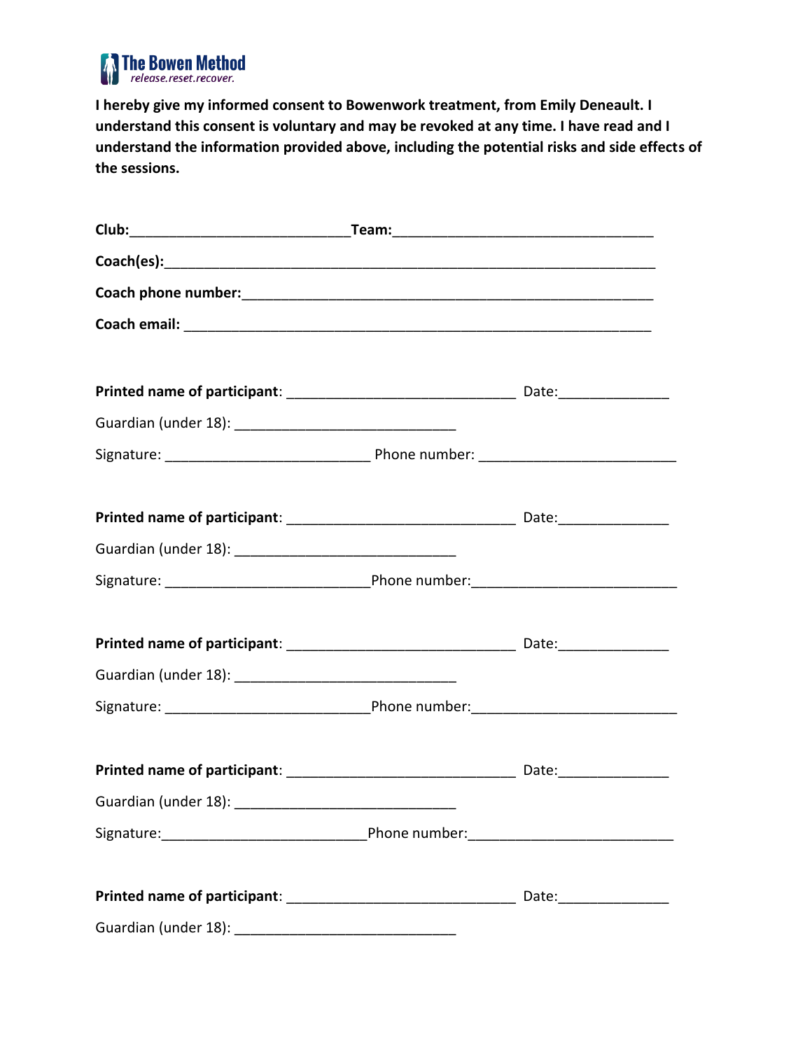**The Bowen Method**
*release.reset.recover.*

**I hereby give my informed consent to Bowenwork treatment, from Emily Deneault. I understand this consent is voluntary and may be revoked at any time. I have read and I understand the information provided above, including the potential risks and side effects of the sessions.**

**Club:**____________________________**Team:**_________________________________

**Coach(es):**_____________________________________________________________

**Coach phone number:**____________________________________________________

**Coach email:** ___________________________________________________________

**Printed name of participant**: _____________________________ Date:______________

Guardian (under 18): ____________________________

Signature: __________________________ Phone number: _________________________

**Printed name of participant**: _____________________________ Date:______________

Guardian (under 18): ____________________________

Signature: __________________________Phone number:__________________________

**Printed name of participant**: _____________________________ Date:______________

Guardian (under 18): ____________________________

Signature: __________________________Phone number:__________________________

**Printed name of participant**: _____________________________ Date:______________

Guardian (under 18): ____________________________

Signature:__________________________Phone number:__________________________

**Printed name of participant**: _____________________________ Date:______________

Guardian (under 18): ____________________________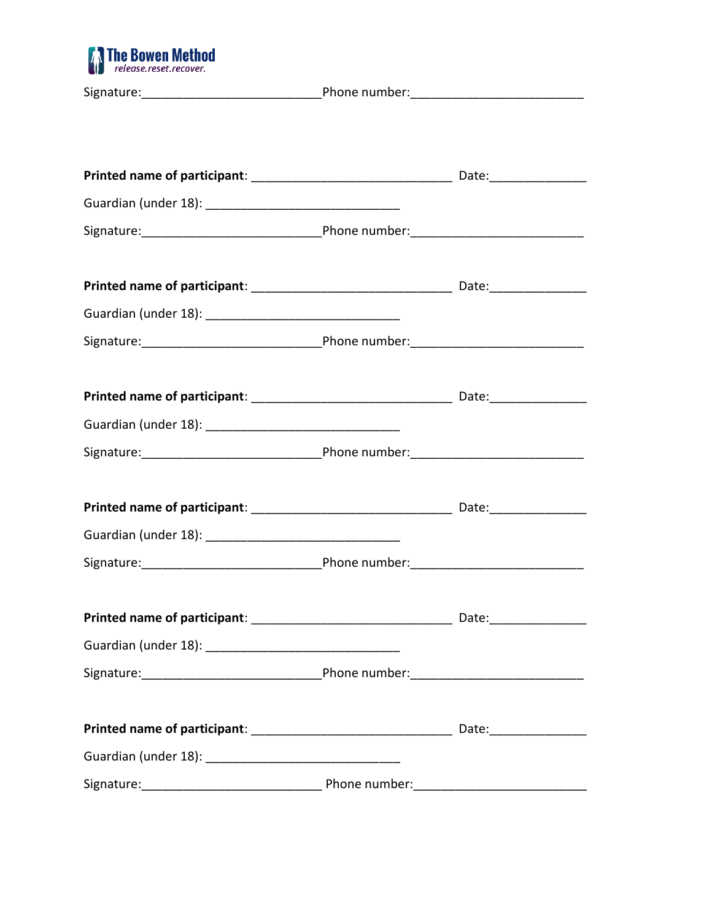The Bowen Method
*release.reset.recover.*

Signature:__________________________Phone number:_________________________

**Printed name of participant**: _____________________________ Date:______________

Guardian (under 18): ____________________________

Signature:__________________________Phone number:_________________________

**Printed name of participant**: _____________________________ Date:______________

Guardian (under 18): ____________________________

Signature:__________________________Phone number:_________________________

**Printed name of participant**: _____________________________ Date:______________

Guardian (under 18): ____________________________

Signature:__________________________Phone number:_________________________

**Printed name of participant**: _____________________________ Date:______________

Guardian (under 18): ____________________________

Signature:__________________________Phone number:_________________________

**Printed name of participant**: _____________________________ Date:______________

Guardian (under 18): ____________________________

Signature:__________________________Phone number:_________________________

**Printed name of participant**: _____________________________ Date:______________

Guardian (under 18): ____________________________

Signature:__________________________ Phone number:_________________________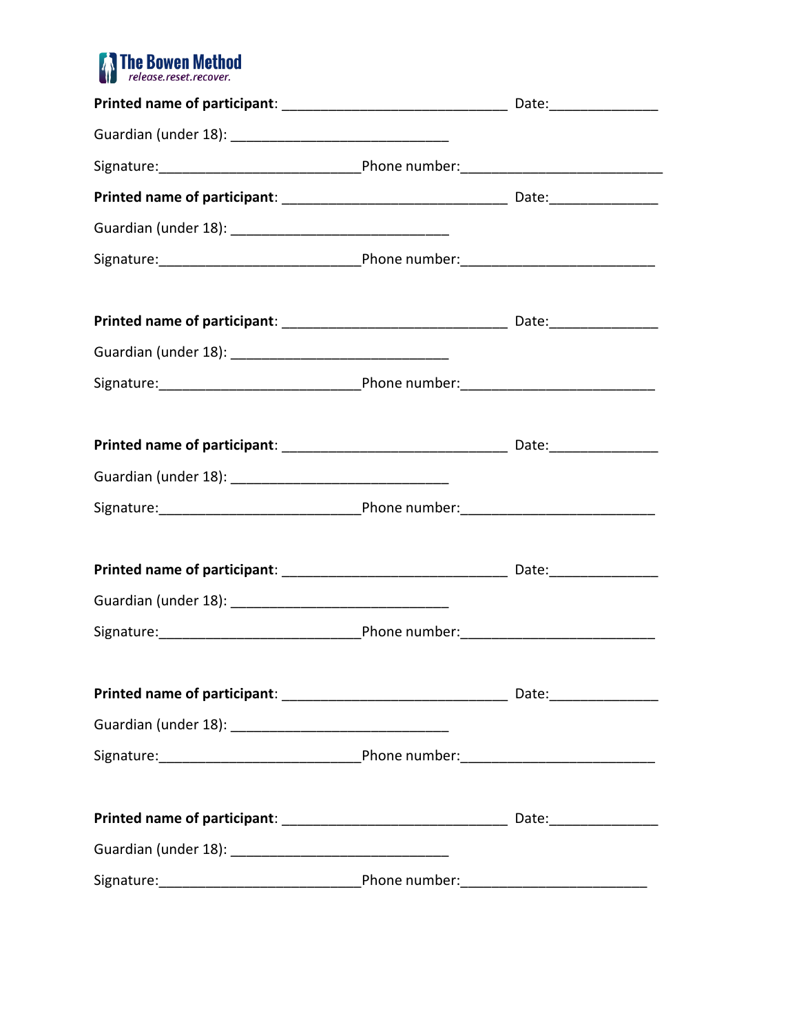The Bowen Method
*release.reset.recover.*

**Printed name of participant**: _____________________________ Date:______________

Guardian (under 18): ____________________________

Signature:__________________________Phone number:__________________________

**Printed name of participant**: _____________________________ Date:______________

Guardian (under 18): ____________________________

Signature:__________________________Phone number:_________________________

**Printed name of participant**: _____________________________ Date:______________

Guardian (under 18): ____________________________

Signature:__________________________Phone number:_________________________

**Printed name of participant**: _____________________________ Date:______________

Guardian (under 18): ____________________________

Signature:__________________________Phone number:_________________________

**Printed name of participant**: _____________________________ Date:______________

Guardian (under 18): ____________________________

Signature:__________________________Phone number:_________________________

**Printed name of participant**: _____________________________ Date:______________

Guardian (under 18): ____________________________

Signature:__________________________Phone number:_________________________

**Printed name of participant**: _____________________________ Date:______________

Guardian (under 18): ____________________________

Signature:__________________________Phone number:________________________